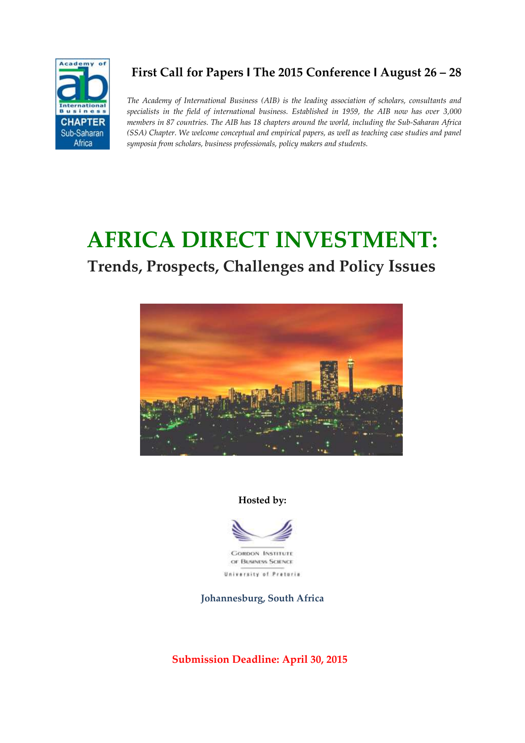**First Call for Papers | The 2015 Conference | August 26 – 28**

*The Academy of International Business (AIB) is the leading association of scholars, consultants and specialists in the field of international business. Established in 1959, the AIB now has over 3,000 members in 87 countries. The AIB has 18 chapters around the world, including the Sub-Saharan Africa (SSA) Chapter. We welcome conceptual and empirical papers, as well as teaching case studies and panel symposia from scholars, business professionals, policy makers and students.*

# AFRICA DIRECT INVESTMENT:

## Trends, Prospects, Challenges and Policy Issues

**Hosted by:**

Gordon Institute of Business Science

University of Pretoria

**Johannesburg, South Africa**

**Submission Deadline: April 30, 2015**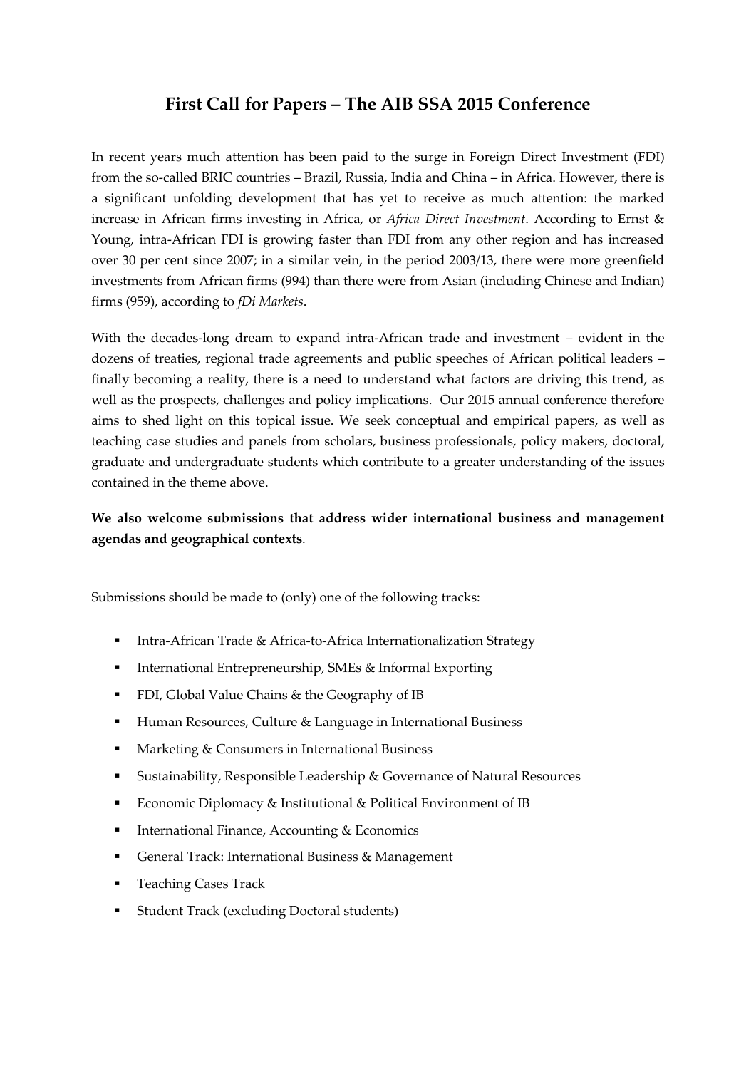# First Call for Papers – The AIB SSA 2015 Conference

In recent years much attention has been paid to the surge in Foreign Direct Investment (FDI) from the so-called BRIC countries – Brazil, Russia, India and China – in Africa. However, there is a significant unfolding development that has yet to receive as much attention: the marked increase in African firms investing in Africa, or *Africa Direct Investment*. According to Ernst & Young, intra-African FDI is growing faster than FDI from any other region and has increased over 30 per cent since 2007; in a similar vein, in the period 2003/13, there were more greenfield investments from African firms (994) than there were from Asian (including Chinese and Indian) firms (959), according to *fDi Markets*.

With the decades-long dream to expand intra-African trade and investment – evident in the dozens of treaties, regional trade agreements and public speeches of African political leaders – finally becoming a reality, there is a need to understand what factors are driving this trend, as well as the prospects, challenges and policy implications. Our 2015 annual conference therefore aims to shed light on this topical issue. We seek conceptual and empirical papers, as well as teaching case studies and panels from scholars, business professionals, policy makers, doctoral, graduate and undergraduate students which contribute to a greater understanding of the issues contained in the theme above.

**We also welcome submissions that address wider international business and management agendas and geographical contexts**.

Submissions should be made to (only) one of the following tracks:

- Intra-African Trade & Africa-to-Africa Internationalization Strategy
- International Entrepreneurship, SMEs & Informal Exporting
- FDI, Global Value Chains & the Geography of IB
- Human Resources, Culture & Language in International Business
- Marketing & Consumers in International Business
- Sustainability, Responsible Leadership & Governance of Natural Resources
- Economic Diplomacy & Institutional & Political Environment of IB
- International Finance, Accounting & Economics
- General Track: International Business & Management
- Teaching Cases Track
- Student Track (excluding Doctoral students)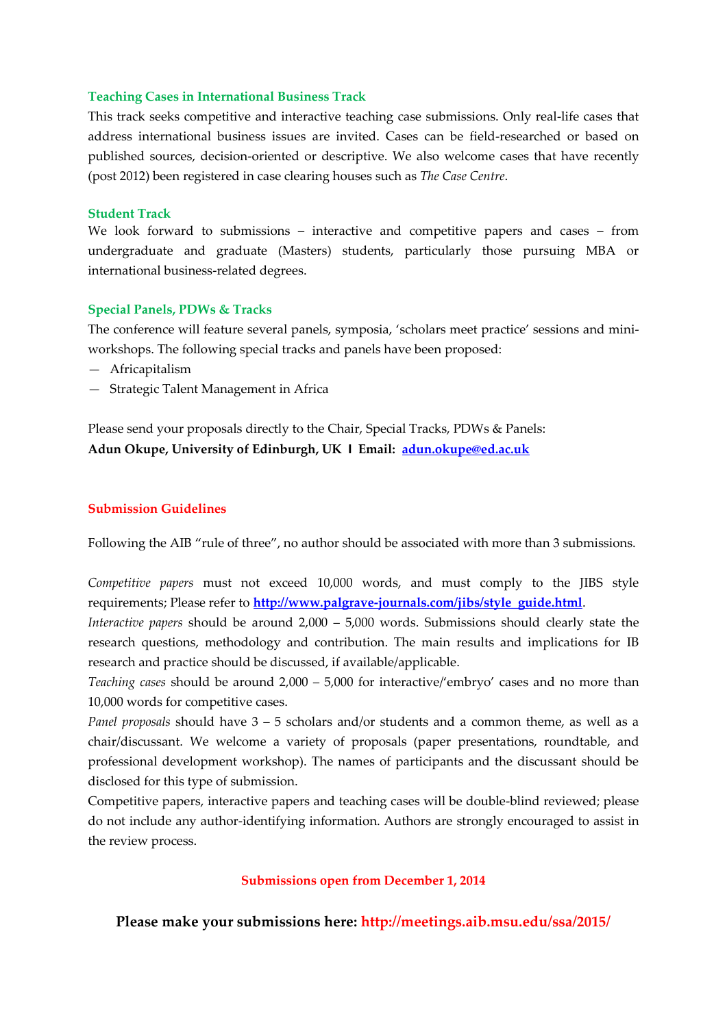### Teaching Cases in International Business Track

This track seeks competitive and interactive teaching case submissions. Only real-life cases that address international business issues are invited. Cases can be field-researched or based on published sources, decision-oriented or descriptive. We also welcome cases that have recently (post 2012) been registered in case clearing houses such as *The Case Centre*.

### Student Track

We look forward to submissions – interactive and competitive papers and cases – from undergraduate and graduate (Masters) students, particularly those pursuing MBA or international business-related degrees.

### Special Panels, PDWs & Tracks

The conference will feature several panels, symposia, 'scholars meet practice' sessions and mini-workshops. The following special tracks and panels have been proposed:

— Africapitalism
— Strategic Talent Management in Africa

Please send your proposals directly to the Chair, Special Tracks, PDWs & Panels:
**Adun Okupe, University of Edinburgh, UK I Email: [adun.okupe@ed.ac.uk](mailto:adun.okupe@ed.ac.uk)**

## Submission Guidelines

Following the AIB "rule of three", no author should be associated with more than 3 submissions.

*Competitive papers* must not exceed 10,000 words, and must comply to the JIBS style requirements; Please refer to **http://www.palgrave-journals.com/jibs/style_guide.html**.
*Interactive papers* should be around 2,000 – 5,000 words. Submissions should clearly state the research questions, methodology and contribution. The main results and implications for IB research and practice should be discussed, if available/applicable.
*Teaching cases* should be around 2,000 – 5,000 for interactive/'embryo' cases and no more than 10,000 words for competitive cases.
*Panel proposals* should have 3 – 5 scholars and/or students and a common theme, as well as a chair/discussant. We welcome a variety of proposals (paper presentations, roundtable, and professional development workshop). The names of participants and the discussant should be disclosed for this type of submission.
Competitive papers, interactive papers and teaching cases will be double-blind reviewed; please do not include any author-identifying information. Authors are strongly encouraged to assist in the review process.

**Submissions open from December 1, 2014**

**Please make your submissions here: http://meetings.aib.msu.edu/ssa/2015/**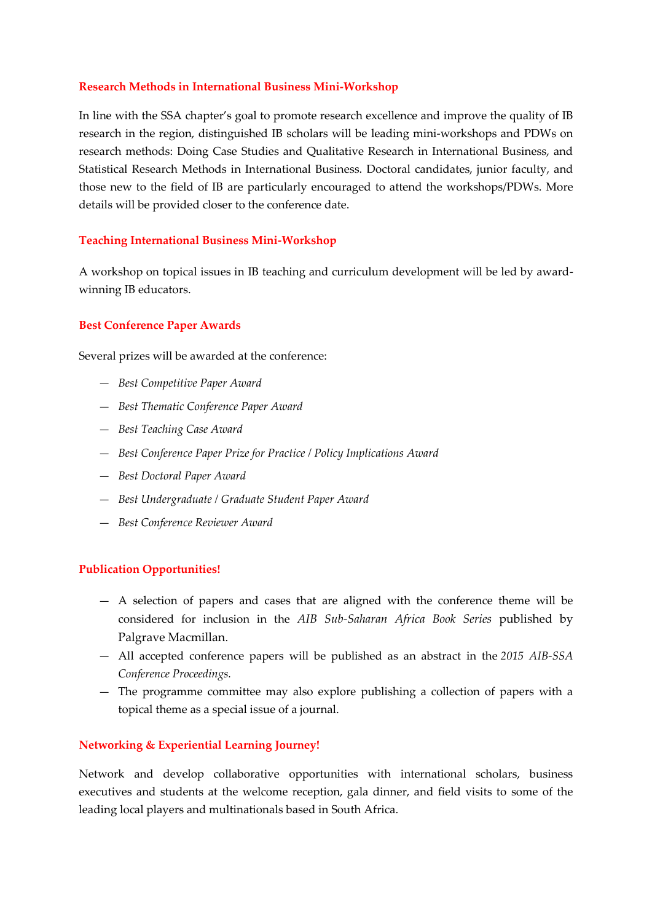## Research Methods in International Business Mini-Workshop

In line with the SSA chapter's goal to promote research excellence and improve the quality of IB research in the region, distinguished IB scholars will be leading mini-workshops and PDWs on research methods: Doing Case Studies and Qualitative Research in International Business, and Statistical Research Methods in International Business. Doctoral candidates, junior faculty, and those new to the field of IB are particularly encouraged to attend the workshops/PDWs. More details will be provided closer to the conference date.

## Teaching International Business Mini-Workshop

A workshop on topical issues in IB teaching and curriculum development will be led by award-winning IB educators.

## Best Conference Paper Awards

Several prizes will be awarded at the conference:

- *Best Competitive Paper Award*
- *Best Thematic Conference Paper Award*
- *Best Teaching Case Award*
- *Best Conference Paper Prize for Practice / Policy Implications Award*
- *Best Doctoral Paper Award*
- *Best Undergraduate / Graduate Student Paper Award*
- *Best Conference Reviewer Award*

## Publication Opportunities!

- A selection of papers and cases that are aligned with the conference theme will be considered for inclusion in the *AIB Sub-Saharan Africa Book Series* published by Palgrave Macmillan.
- All accepted conference papers will be published as an abstract in the *2015 AIB-SSA Conference Proceedings.*
- The programme committee may also explore publishing a collection of papers with a topical theme as a special issue of a journal.

## Networking & Experiential Learning Journey!

Network and develop collaborative opportunities with international scholars, business executives and students at the welcome reception, gala dinner, and field visits to some of the leading local players and multinationals based in South Africa.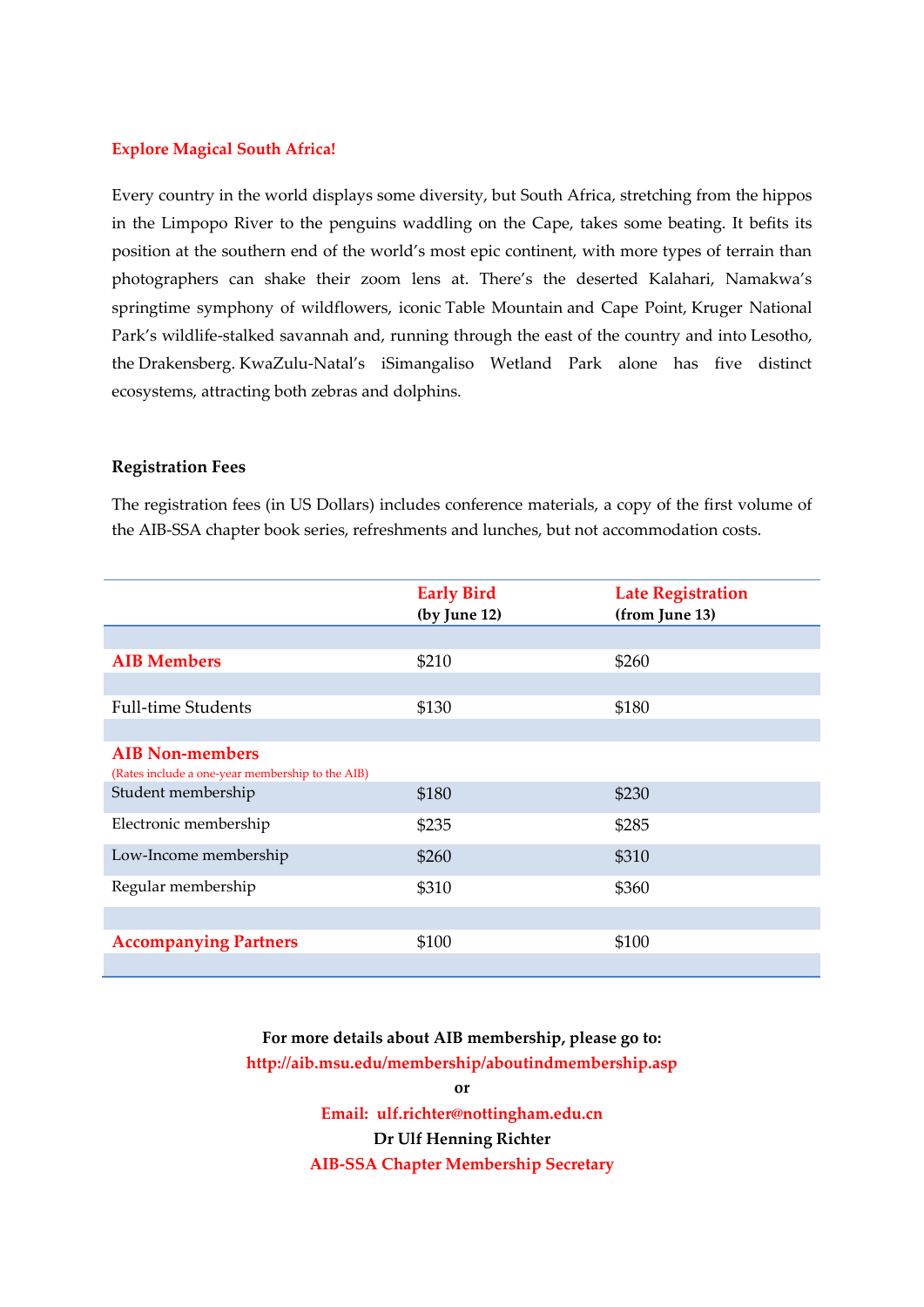**Explore Magical South Africa!**

Every country in the world displays some diversity, but South Africa, stretching from the hippos in the Limpopo River to the penguins waddling on the Cape, takes some beating. It befits its position at the southern end of the world's most epic continent, with more types of terrain than photographers can shake their zoom lens at. There's the deserted Kalahari, Namakwa's springtime symphony of wildflowers, iconic Table Mountain and Cape Point, Kruger National Park's wildlife-stalked savannah and, running through the east of the country and into Lesotho, the Drakensberg. KwaZulu-Natal's iSimangaliso Wetland Park alone has five distinct ecosystems, attracting both zebras and dolphins.

**Registration Fees**

The registration fees (in US Dollars) includes conference materials, a copy of the first volume of the AIB-SSA chapter book series, refreshments and lunches, but not accommodation costs.

| | Early Bird (by June 12) | Late Registration (from June 13) |
|---|---|---|
| **AIB Members** | $210 | $260 |
| Full-time Students | $130 | $180 |
| **AIB Non-members** (Rates include a one-year membership to the AIB) | | |
| Student membership | $180 | $230 |
| Electronic membership | $235 | $285 |
| Low-Income membership | $260 | $310 |
| Regular membership | $310 | $360 |
| **Accompanying Partners** | $100 | $100 |

**For more details about AIB membership, please go to:**
**http://aib.msu.edu/membership/aboutindmembership.asp**
**or**
**Email: ulf.richter@nottingham.edu.cn**
**Dr Ulf Henning Richter**
**AIB-SSA Chapter Membership Secretary**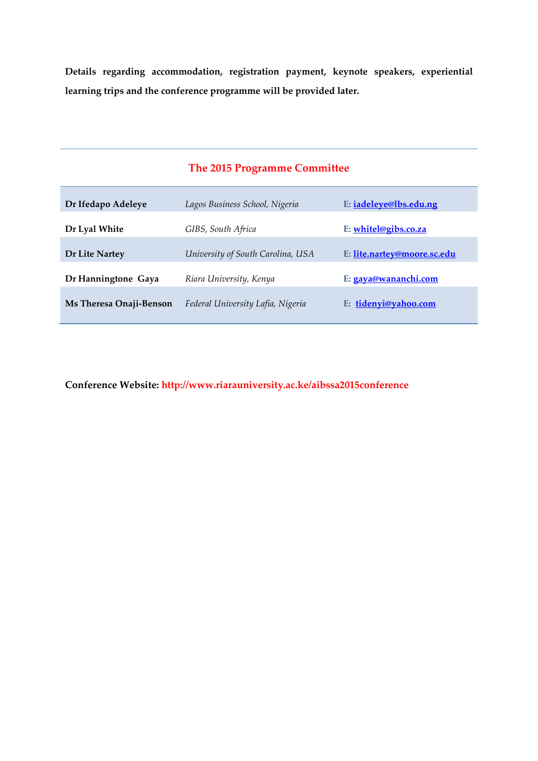**Details regarding accommodation, registration payment, keynote speakers, experiential learning trips and the conference programme will be provided later.**

---

## The 2015 Programme Committee

| | | |
|---|---|---|
| **Dr Ifedapo Adeleye** | *Lagos Business School, Nigeria* | **E:** iadeleye@lbs.edu.ng |
| **Dr Lyal White** | *GIBS, South Africa* | **E:** whitel@gibs.co.za |
| **Dr Lite Nartey** | *University of South Carolina, USA* | **E:** lite.nartey@moore.sc.edu |
| **Dr Hanningtone Gaya** | *Riara University, Kenya* | **E:** gaya@wananchi.com |
| **Ms Theresa Onaji-Benson** | *Federal University Lafia, Nigeria* | **E:** tidenyi@yahoo.com |

**Conference Website:** http://www.riarauniversity.ac.ke/aibssa2015conference